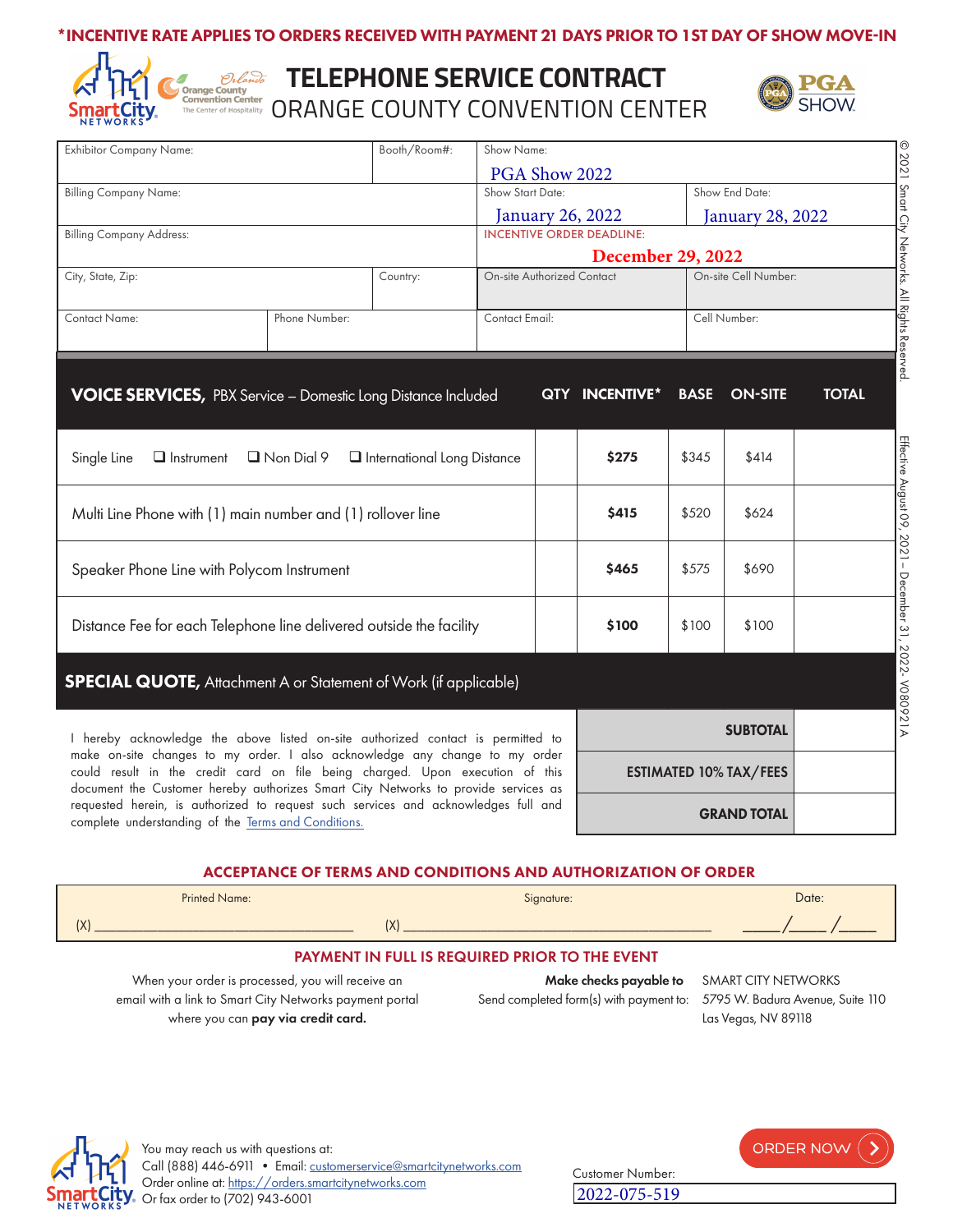*INCENTIVE RATE APPLIES TO ORDERS RECEIVED WITH PAYMENT 21 DAYS PRIOR TO 1ST DAY OF SHOW MOVE-IN

# TELEPHONE SERVICE CONTRACT
## ORANGE COUNTY CONVENTION CENTER

PGA SHOW

| Exhibitor Company Name: | Booth/Room#: | Show Name: PGA Show 2022 | |
|---|---|---|---|
| Billing Company Name: | | Show Start Date: January 26, 2022 | Show End Date: January 28, 2022 |
| Billing Company Address: | | INCENTIVE ORDER DEADLINE: December 29, 2022 | |
| City, State, Zip: | Country: | On-site Authorized Contact | On-site Cell Number: |
| Contact Name: | Phone Number: | Contact Email: | Cell Number: |

| **VOICE SERVICES,** PBX Service – Domestic Long Distance Included | QTY | INCENTIVE* | BASE | ON-SITE | TOTAL |
|---|---|---|---|---|---|
| Single Line ☐ Instrument ☐ Non Dial 9 ☐ International Long Distance | | **$275** | $345 | $414 | |
| Multi Line Phone with (1) main number and (1) rollover line | | **$415** | $520 | $624 | |
| Speaker Phone Line with Polycom Instrument | | **$465** | $575 | $690 | |
| Distance Fee for each Telephone line delivered outside the facility | | **$100** | $100 | $100 | |

**SPECIAL QUOTE,** Attachment A or Statement of Work (if applicable)

I hereby acknowledge the above listed on-site authorized contact is permitted to make on-site changes to my order. I also acknowledge any change to my order could result in the credit card on file being charged. Upon execution of this document the Customer hereby authorizes Smart City Networks to provide services as requested herein, is authorized to request such services and acknowledges full and complete understanding of the Terms and Conditions.

| | |
|---|---|
| **SUBTOTAL** | |
| **ESTIMATED 10% TAX/FEES** | |
| **GRAND TOTAL** | |

### ACCEPTANCE OF TERMS AND CONDITIONS AND AUTHORIZATION OF ORDER

| Printed Name: | Signature: | Date: |
|---|---|---|
| (X) ____________________ | (X) ____________________ | ____/____/____ |

### PAYMENT IN FULL IS REQUIRED PRIOR TO THE EVENT

When your order is processed, you will receive an email with a link to Smart City Networks payment portal where you can **pay via credit card.**

**Make checks payable to** SMART CITY NETWORKS
Send completed form(s) with payment to: 5795 W. Badura Avenue, Suite 110, Las Vegas, NV 89118

You may reach us with questions at:
Call (888) 446-6911 • Email: customerservice@smartcitynetworks.com
Order online at: https://orders.smartcitynetworks.com
Or fax order to (702) 943-6001

ORDER NOW

Customer Number: 2022-075-519

© 2021 Smart City Networks. All Rights Reserved.

Effective August 09, 2021 – December 31, 2022- V080921A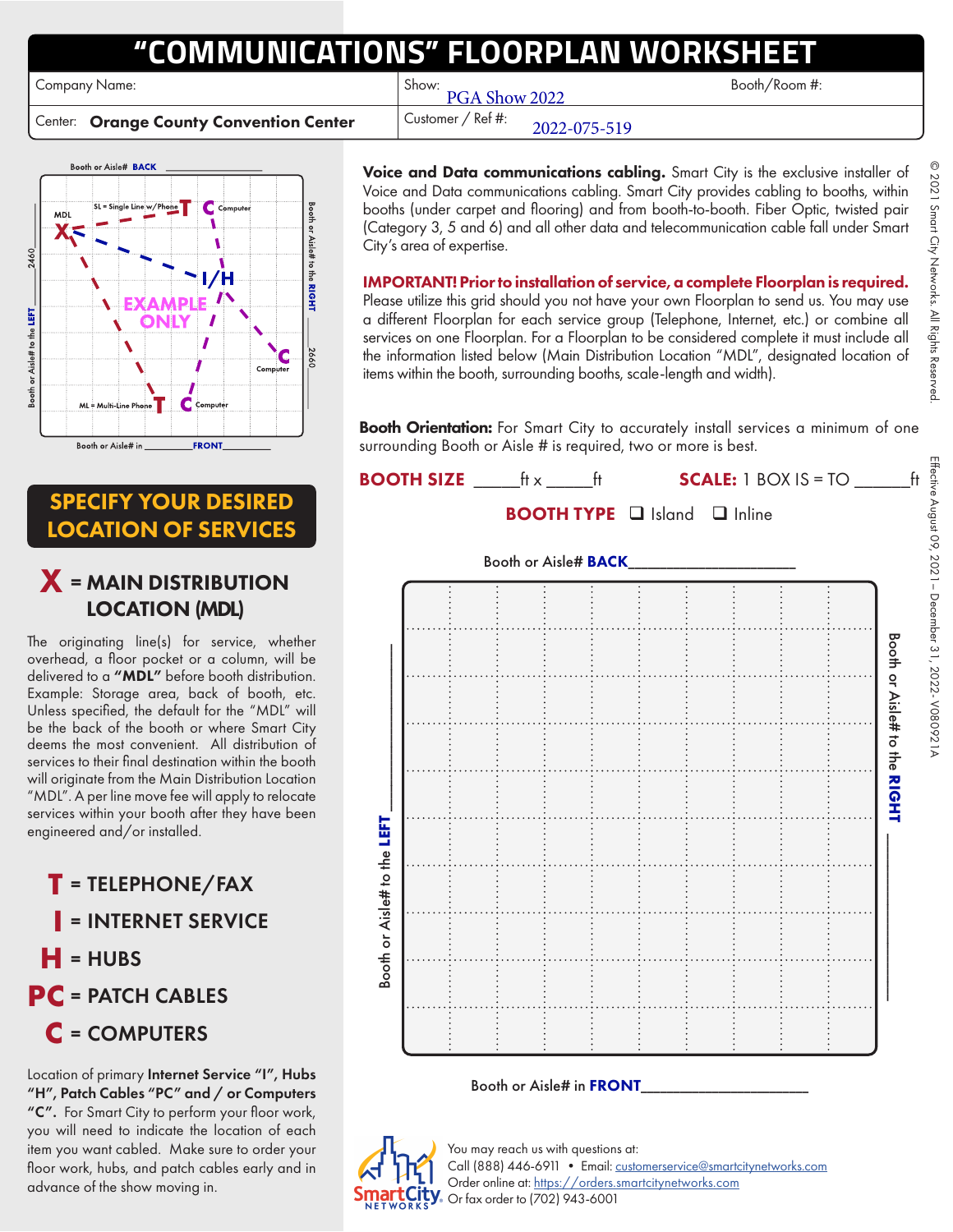# "COMMUNICATIONS" FLOORPLAN WORKSHEET

| | | |
|---|---|---|
| Company Name: | Show: PGA Show 2022 | Booth/Room #: |
| Center: **Orange County Convention Center** | Customer / Ref #: 2022-075-519 | |

Booth or Aisle# **BACK** ___________

MDL

SL = Single Line w/Phone

Computer

I/H

EXAMPLE ONLY

Computer

ML = Multi-Line Phone

Computer

2460

2460

Booth or Aisle# to the **LEFT**

Booth or Aisle# to the **RIGHT**

Booth or Aisle# in ________**FRONT**________

## SPECIFY YOUR DESIRED LOCATION OF SERVICES

### X = MAIN DISTRIBUTION LOCATION (MDL)

The originating line(s) for service, whether overhead, a floor pocket or a column, will be delivered to a **"MDL"** before booth distribution. Example: Storage area, back of booth, etc. Unless specified, the default for the "MDL" will be the back of the booth or where Smart City deems the most convenient. All distribution of services to their final destination within the booth will originate from the Main Distribution Location "MDL". A per line move fee will apply to relocate services within your booth after they have been engineered and/or installed.

**T** = TELEPHONE/FAX

**I** = INTERNET SERVICE

**H** = HUBS

**PC** = PATCH CABLES

**C** = COMPUTERS

Location of primary **Internet Service "I", Hubs "H", Patch Cables "PC" and / or Computers "C".** For Smart City to perform your floor work, you will need to indicate the location of each item you want cabled. Make sure to order your floor work, hubs, and patch cables early and in advance of the show moving in.

**Voice and Data communications cabling.** Smart City is the exclusive installer of Voice and Data communications cabling. Smart City provides cabling to booths, within booths (under carpet and flooring) and from booth-to-booth. Fiber Optic, twisted pair (Category 3, 5 and 6) and all other data and telecommunication cable fall under Smart City's area of expertise.

**IMPORTANT! Prior to installation of service, a complete Floorplan is required.** Please utilize this grid should you not have your own Floorplan to send us. You may use a different Floorplan for each service group (Telephone, Internet, etc.) or combine all services on one Floorplan. For a Floorplan to be considered complete it must include all the information listed below (Main Distribution Location "MDL", designated location of items within the booth, surrounding booths, scale-length and width).

**Booth Orientation:** For Smart City to accurately install services a minimum of one surrounding Booth or Aisle # is required, two or more is best.

**BOOTH SIZE** _____ft x _____ft **SCALE:** 1 BOX IS = TO ______ft

**BOOTH TYPE** ☐ Island ☐ Inline

Booth or Aisle# **BACK**___________________

Booth or Aisle# to the **LEFT** ___________

Booth or Aisle# to the **RIGHT** ___________

Booth or Aisle# in **FRONT**___________________

You may reach us with questions at:
Call (888) 446-6911 • Email: customerservice@smartcitynetworks.com
Order online at: https://orders.smartcitynetworks.com
Or fax order to (702) 943-6001

© 2021 Smart City Networks. All Rights Reserved.

Effective August 09, 2021 – December 31, 2022- V080921A